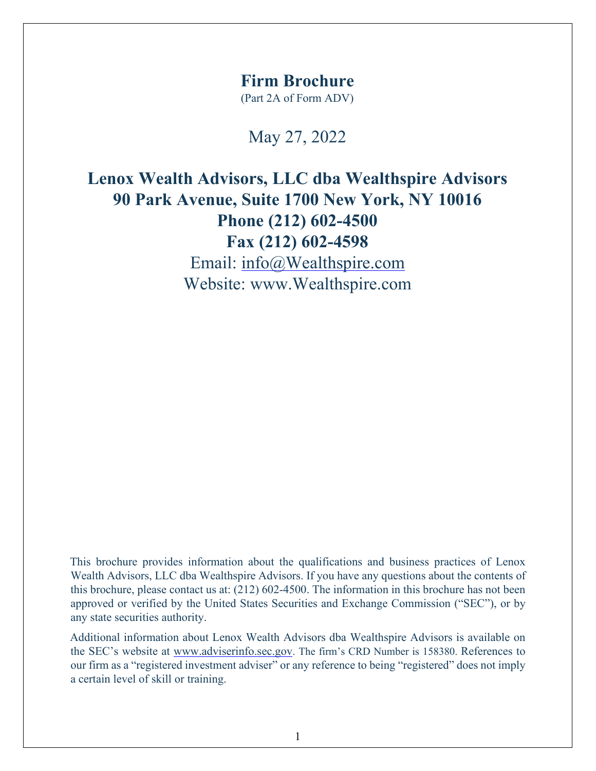# Firm Brochure

(Part 2A of Form ADV)

May 27, 2022

## Lenox Wealth Advisors, LLC dba Wealthspire Advisors
## 90 Park Avenue, Suite 1700 New York, NY 10016
## Phone (212) 602-4500
## Fax (212) 602-4598

Email: info@Wealthspire.com

Website: www.Wealthspire.com

This brochure provides information about the qualifications and business practices of Lenox Wealth Advisors, LLC dba Wealthspire Advisors. If you have any questions about the contents of this brochure, please contact us at: (212) 602-4500. The information in this brochure has not been approved or verified by the United States Securities and Exchange Commission ("SEC"), or by any state securities authority.

Additional information about Lenox Wealth Advisors dba Wealthspire Advisors is available on the SEC's website at www.adviserinfo.sec.gov. The firm's CRD Number is 158380. References to our firm as a "registered investment adviser" or any reference to being "registered" does not imply a certain level of skill or training.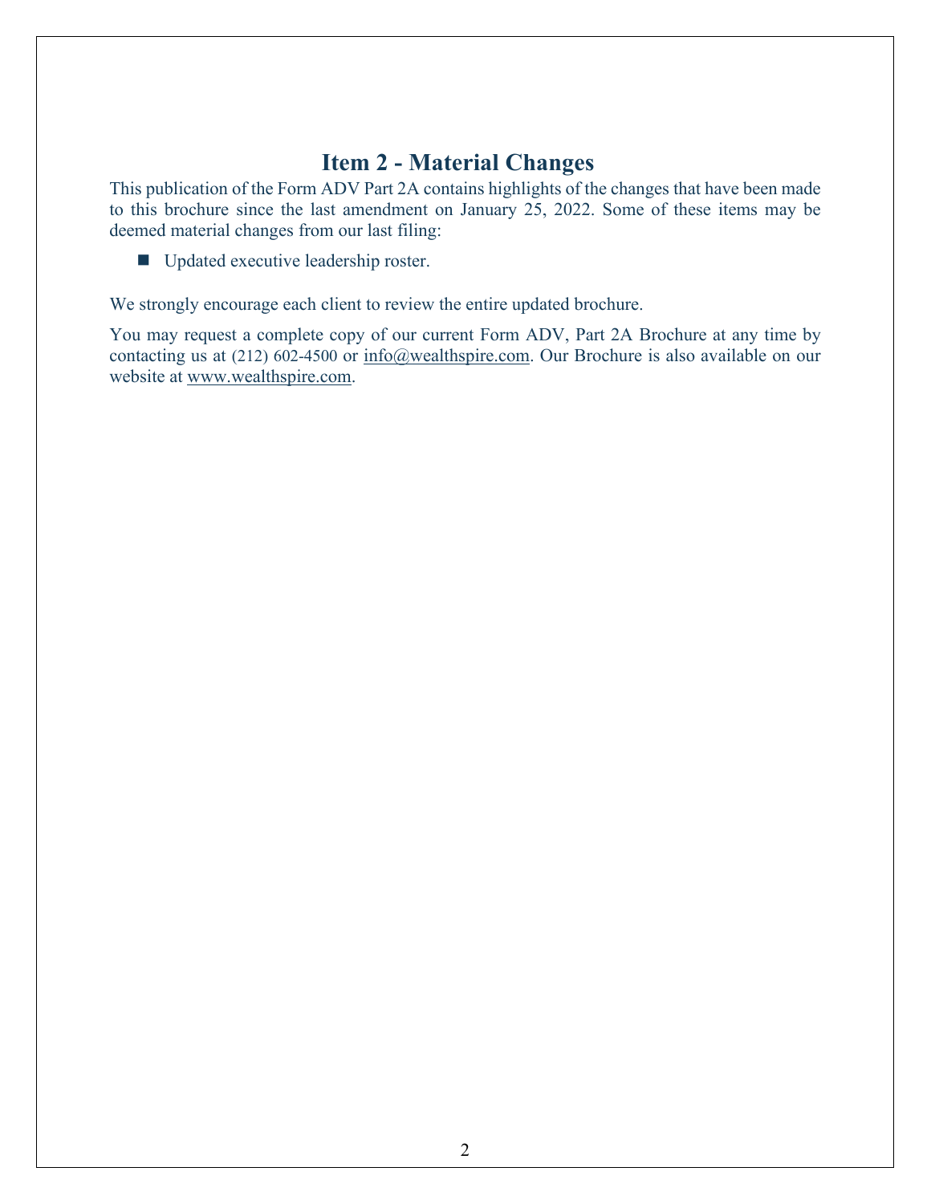# Item 2 - Material Changes

This publication of the Form ADV Part 2A contains highlights of the changes that have been made to this brochure since the last amendment on January 25, 2022. Some of these items may be deemed material changes from our last filing:

- Updated executive leadership roster.

We strongly encourage each client to review the entire updated brochure.

You may request a complete copy of our current Form ADV, Part 2A Brochure at any time by contacting us at (212) 602-4500 or info@wealthspire.com. Our Brochure is also available on our website at www.wealthspire.com.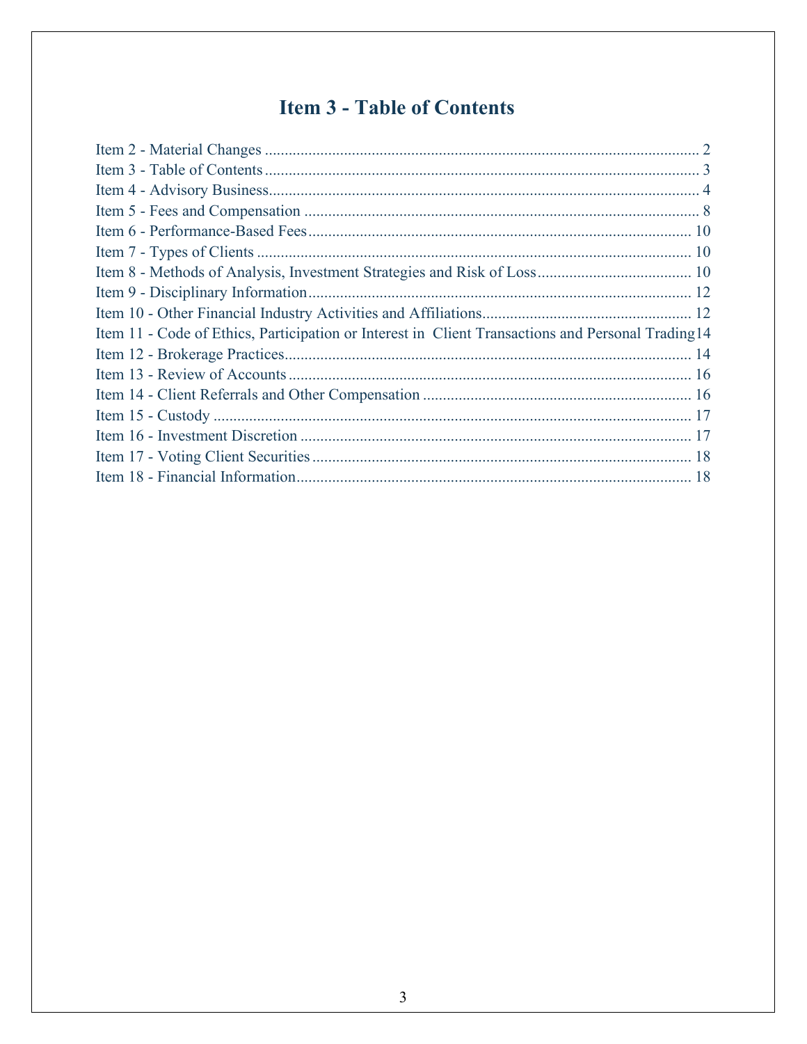# Item 3 - Table of Contents

Item 2 - Material Changes ............................................................................................................ 2
Item 3 - Table of Contents ........................................................................................................... 3
Item 4 - Advisory Business........................................................................................................... 4
Item 5 - Fees and Compensation .................................................................................................. 8
Item 6 - Performance-Based Fees............................................................................................... 10
Item 7 - Types of Clients ............................................................................................................ 10
Item 8 - Methods of Analysis, Investment Strategies and Risk of Loss....................................... 10
Item 9 - Disciplinary Information............................................................................................... 12
Item 10 - Other Financial Industry Activities and Affiliations.................................................... 12
Item 11 - Code of Ethics, Participation or Interest in Client Transactions and Personal Trading14
Item 12 - Brokerage Practices...................................................................................................... 14
Item 13 - Review of Accounts ..................................................................................................... 16
Item 14 - Client Referrals and Other Compensation ................................................................... 16
Item 15 - Custody ........................................................................................................................ 17
Item 16 - Investment Discretion .................................................................................................. 17
Item 17 - Voting Client Securities............................................................................................... 18
Item 18 - Financial Information................................................................................................... 18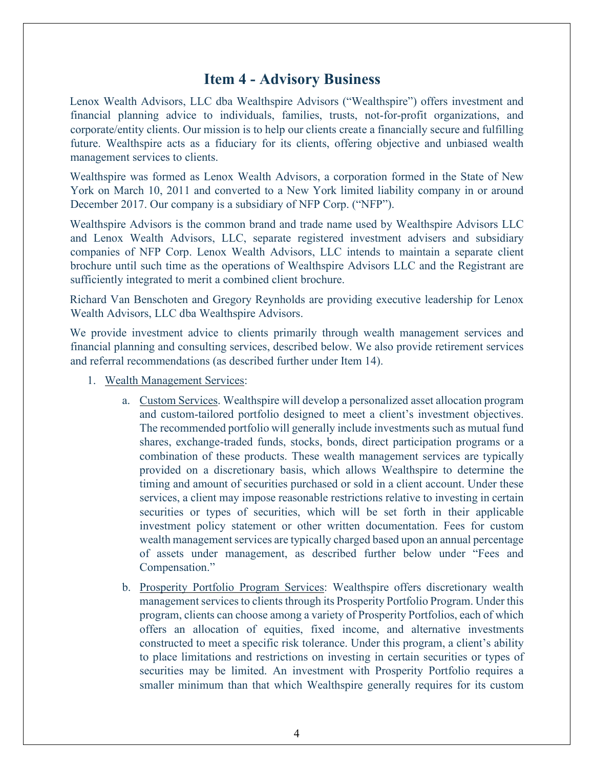# Item 4 - Advisory Business

Lenox Wealth Advisors, LLC dba Wealthspire Advisors ("Wealthspire") offers investment and financial planning advice to individuals, families, trusts, not-for-profit organizations, and corporate/entity clients. Our mission is to help our clients create a financially secure and fulfilling future. Wealthspire acts as a fiduciary for its clients, offering objective and unbiased wealth management services to clients.

Wealthspire was formed as Lenox Wealth Advisors, a corporation formed in the State of New York on March 10, 2011 and converted to a New York limited liability company in or around December 2017. Our company is a subsidiary of NFP Corp. ("NFP").

Wealthspire Advisors is the common brand and trade name used by Wealthspire Advisors LLC and Lenox Wealth Advisors, LLC, separate registered investment advisers and subsidiary companies of NFP Corp. Lenox Wealth Advisors, LLC intends to maintain a separate client brochure until such time as the operations of Wealthspire Advisors LLC and the Registrant are sufficiently integrated to merit a combined client brochure.

Richard Van Benschoten and Gregory Reynholds are providing executive leadership for Lenox Wealth Advisors, LLC dba Wealthspire Advisors.

We provide investment advice to clients primarily through wealth management services and financial planning and consulting services, described below. We also provide retirement services and referral recommendations (as described further under Item 14).

1. Wealth Management Services:
   a. Custom Services. Wealthspire will develop a personalized asset allocation program and custom-tailored portfolio designed to meet a client's investment objectives. The recommended portfolio will generally include investments such as mutual fund shares, exchange-traded funds, stocks, bonds, direct participation programs or a combination of these products. These wealth management services are typically provided on a discretionary basis, which allows Wealthspire to determine the timing and amount of securities purchased or sold in a client account. Under these services, a client may impose reasonable restrictions relative to investing in certain securities or types of securities, which will be set forth in their applicable investment policy statement or other written documentation. Fees for custom wealth management services are typically charged based upon an annual percentage of assets under management, as described further below under "Fees and Compensation."
   b. Prosperity Portfolio Program Services: Wealthspire offers discretionary wealth management services to clients through its Prosperity Portfolio Program. Under this program, clients can choose among a variety of Prosperity Portfolios, each of which offers an allocation of equities, fixed income, and alternative investments constructed to meet a specific risk tolerance. Under this program, a client's ability to place limitations and restrictions on investing in certain securities or types of securities may be limited. An investment with Prosperity Portfolio requires a smaller minimum than that which Wealthspire generally requires for its custom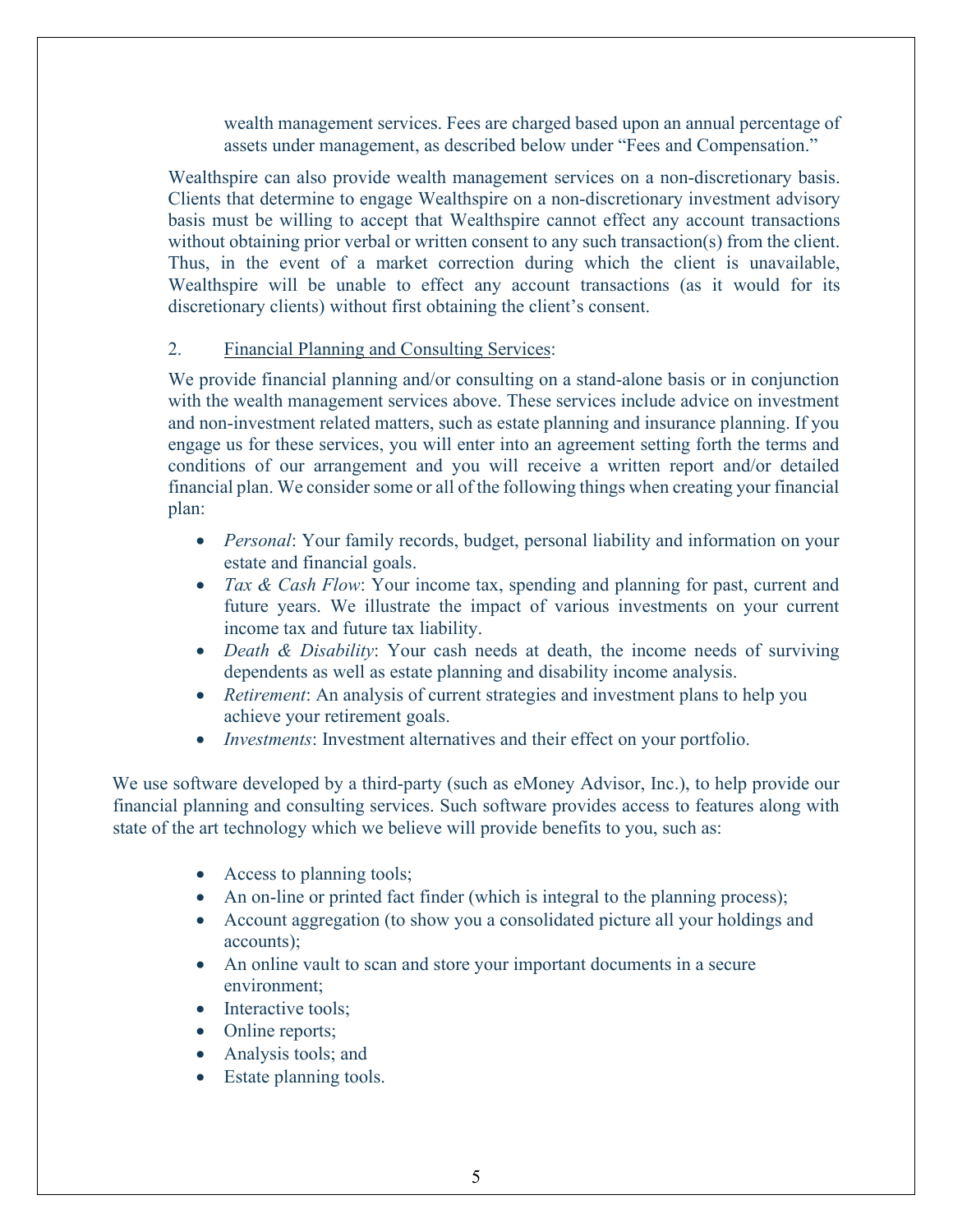wealth management services. Fees are charged based upon an annual percentage of assets under management, as described below under "Fees and Compensation."

Wealthspire can also provide wealth management services on a non-discretionary basis. Clients that determine to engage Wealthspire on a non-discretionary investment advisory basis must be willing to accept that Wealthspire cannot effect any account transactions without obtaining prior verbal or written consent to any such transaction(s) from the client. Thus, in the event of a market correction during which the client is unavailable, Wealthspire will be unable to effect any account transactions (as it would for its discretionary clients) without first obtaining the client's consent.

2. Financial Planning and Consulting Services:

We provide financial planning and/or consulting on a stand-alone basis or in conjunction with the wealth management services above. These services include advice on investment and non-investment related matters, such as estate planning and insurance planning. If you engage us for these services, you will enter into an agreement setting forth the terms and conditions of our arrangement and you will receive a written report and/or detailed financial plan. We consider some or all of the following things when creating your financial plan:

- *Personal*: Your family records, budget, personal liability and information on your estate and financial goals.
- *Tax & Cash Flow*: Your income tax, spending and planning for past, current and future years. We illustrate the impact of various investments on your current income tax and future tax liability.
- *Death & Disability*: Your cash needs at death, the income needs of surviving dependents as well as estate planning and disability income analysis.
- *Retirement*: An analysis of current strategies and investment plans to help you achieve your retirement goals.
- *Investments*: Investment alternatives and their effect on your portfolio.

We use software developed by a third-party (such as eMoney Advisor, Inc.), to help provide our financial planning and consulting services. Such software provides access to features along with state of the art technology which we believe will provide benefits to you, such as:

- Access to planning tools;
- An on-line or printed fact finder (which is integral to the planning process);
- Account aggregation (to show you a consolidated picture all your holdings and accounts);
- An online vault to scan and store your important documents in a secure environment;
- Interactive tools;
- Online reports;
- Analysis tools; and
- Estate planning tools.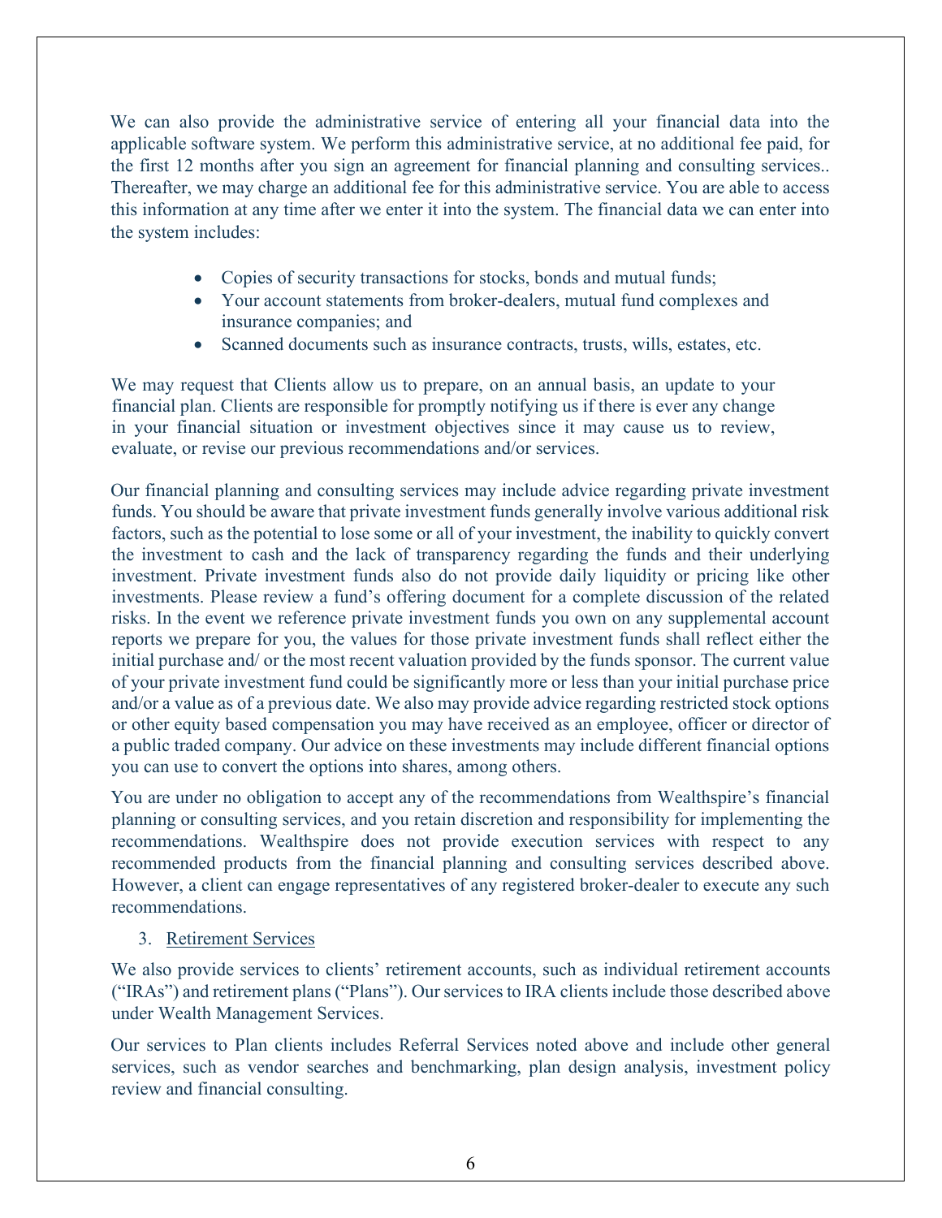We can also provide the administrative service of entering all your financial data into the applicable software system. We perform this administrative service, at no additional fee paid, for the first 12 months after you sign an agreement for financial planning and consulting services.. Thereafter, we may charge an additional fee for this administrative service. You are able to access this information at any time after we enter it into the system. The financial data we can enter into the system includes:

- Copies of security transactions for stocks, bonds and mutual funds;
- Your account statements from broker-dealers, mutual fund complexes and insurance companies; and
- Scanned documents such as insurance contracts, trusts, wills, estates, etc.

We may request that Clients allow us to prepare, on an annual basis, an update to your financial plan. Clients are responsible for promptly notifying us if there is ever any change in your financial situation or investment objectives since it may cause us to review, evaluate, or revise our previous recommendations and/or services.

Our financial planning and consulting services may include advice regarding private investment funds. You should be aware that private investment funds generally involve various additional risk factors, such as the potential to lose some or all of your investment, the inability to quickly convert the investment to cash and the lack of transparency regarding the funds and their underlying investment. Private investment funds also do not provide daily liquidity or pricing like other investments. Please review a fund's offering document for a complete discussion of the related risks. In the event we reference private investment funds you own on any supplemental account reports we prepare for you, the values for those private investment funds shall reflect either the initial purchase and/ or the most recent valuation provided by the funds sponsor. The current value of your private investment fund could be significantly more or less than your initial purchase price and/or a value as of a previous date. We also may provide advice regarding restricted stock options or other equity based compensation you may have received as an employee, officer or director of a public traded company. Our advice on these investments may include different financial options you can use to convert the options into shares, among others.

You are under no obligation to accept any of the recommendations from Wealthspire's financial planning or consulting services, and you retain discretion and responsibility for implementing the recommendations. Wealthspire does not provide execution services with respect to any recommended products from the financial planning and consulting services described above. However, a client can engage representatives of any registered broker-dealer to execute any such recommendations.

3. Retirement Services

We also provide services to clients' retirement accounts, such as individual retirement accounts ("IRAs") and retirement plans ("Plans"). Our services to IRA clients include those described above under Wealth Management Services.

Our services to Plan clients includes Referral Services noted above and include other general services, such as vendor searches and benchmarking, plan design analysis, investment policy review and financial consulting.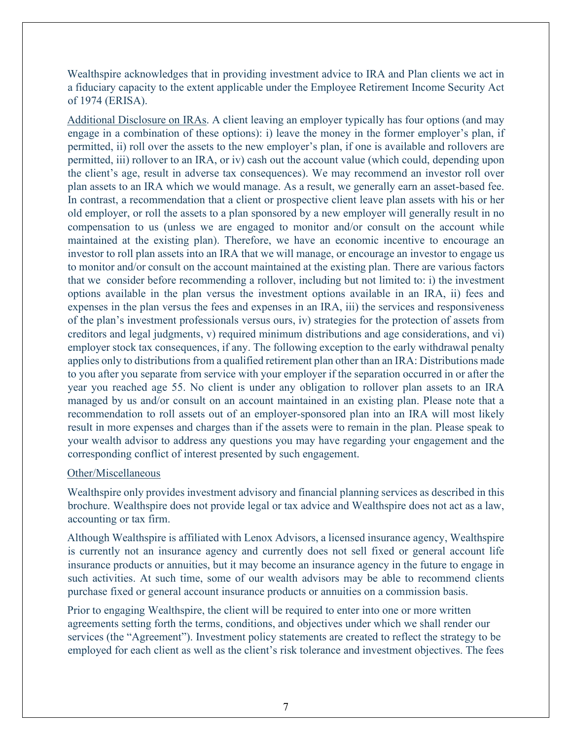Wealthspire acknowledges that in providing investment advice to IRA and Plan clients we act in a fiduciary capacity to the extent applicable under the Employee Retirement Income Security Act of 1974 (ERISA).

<u>Additional Disclosure on IRAs</u>. A client leaving an employer typically has four options (and may engage in a combination of these options): i) leave the money in the former employer's plan, if permitted, ii) roll over the assets to the new employer's plan, if one is available and rollovers are permitted, iii) rollover to an IRA, or iv) cash out the account value (which could, depending upon the client's age, result in adverse tax consequences). We may recommend an investor roll over plan assets to an IRA which we would manage. As a result, we generally earn an asset-based fee. In contrast, a recommendation that a client or prospective client leave plan assets with his or her old employer, or roll the assets to a plan sponsored by a new employer will generally result in no compensation to us (unless we are engaged to monitor and/or consult on the account while maintained at the existing plan). Therefore, we have an economic incentive to encourage an investor to roll plan assets into an IRA that we will manage, or encourage an investor to engage us to monitor and/or consult on the account maintained at the existing plan. There are various factors that we consider before recommending a rollover, including but not limited to: i) the investment options available in the plan versus the investment options available in an IRA, ii) fees and expenses in the plan versus the fees and expenses in an IRA, iii) the services and responsiveness of the plan's investment professionals versus ours, iv) strategies for the protection of assets from creditors and legal judgments, v) required minimum distributions and age considerations, and vi) employer stock tax consequences, if any. The following exception to the early withdrawal penalty applies only to distributions from a qualified retirement plan other than an IRA: Distributions made to you after you separate from service with your employer if the separation occurred in or after the year you reached age 55. No client is under any obligation to rollover plan assets to an IRA managed by us and/or consult on an account maintained in an existing plan. Please note that a recommendation to roll assets out of an employer-sponsored plan into an IRA will most likely result in more expenses and charges than if the assets were to remain in the plan. Please speak to your wealth advisor to address any questions you may have regarding your engagement and the corresponding conflict of interest presented by such engagement.

<u>Other/Miscellaneous</u>

Wealthspire only provides investment advisory and financial planning services as described in this brochure. Wealthspire does not provide legal or tax advice and Wealthspire does not act as a law, accounting or tax firm.

Although Wealthspire is affiliated with Lenox Advisors, a licensed insurance agency, Wealthspire is currently not an insurance agency and currently does not sell fixed or general account life insurance products or annuities, but it may become an insurance agency in the future to engage in such activities. At such time, some of our wealth advisors may be able to recommend clients purchase fixed or general account insurance products or annuities on a commission basis.

Prior to engaging Wealthspire, the client will be required to enter into one or more written agreements setting forth the terms, conditions, and objectives under which we shall render our services (the "Agreement"). Investment policy statements are created to reflect the strategy to be employed for each client as well as the client's risk tolerance and investment objectives. The fees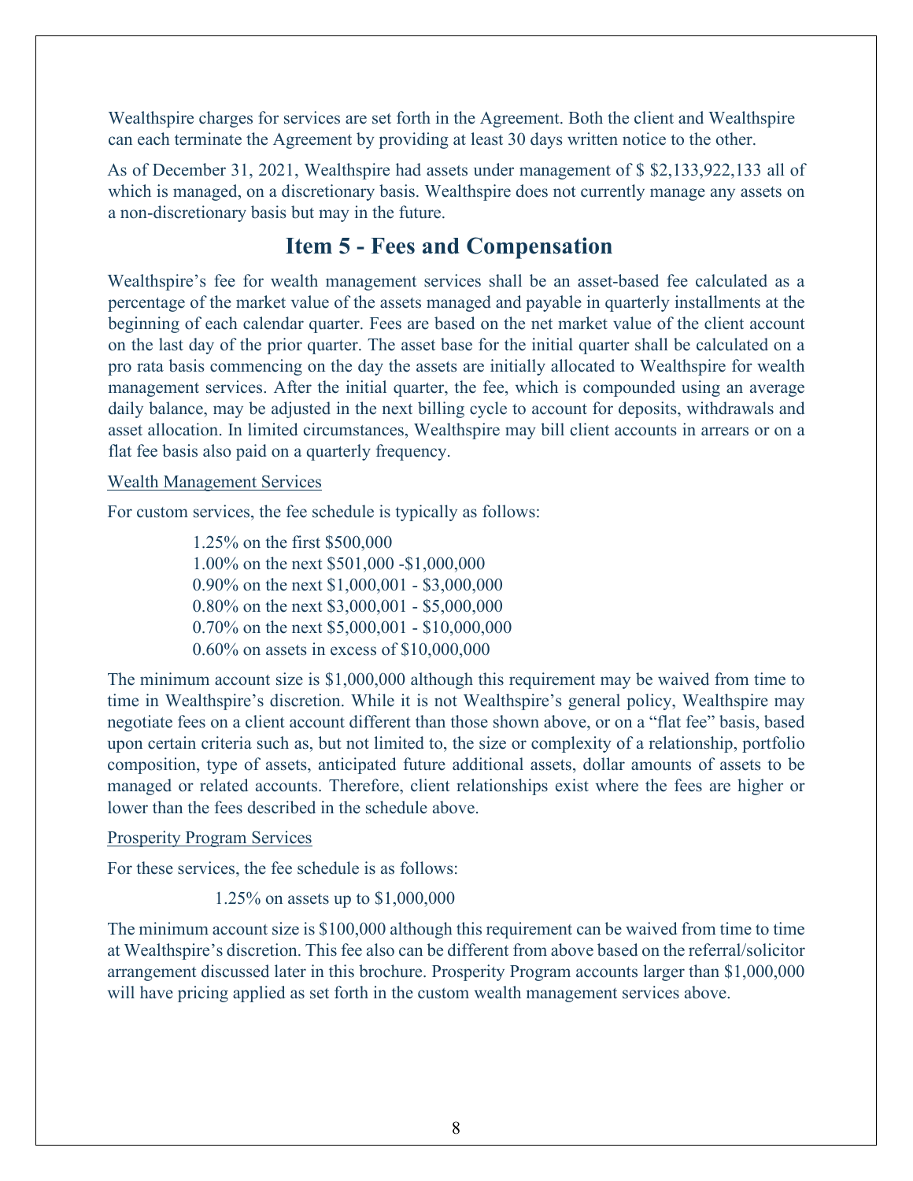Wealthspire charges for services are set forth in the Agreement. Both the client and Wealthspire can each terminate the Agreement by providing at least 30 days written notice to the other.

As of December 31, 2021, Wealthspire had assets under management of $ $2,133,922,133 all of which is managed, on a discretionary basis. Wealthspire does not currently manage any assets on a non-discretionary basis but may in the future.

## Item 5 - Fees and Compensation

Wealthspire's fee for wealth management services shall be an asset-based fee calculated as a percentage of the market value of the assets managed and payable in quarterly installments at the beginning of each calendar quarter. Fees are based on the net market value of the client account on the last day of the prior quarter. The asset base for the initial quarter shall be calculated on a pro rata basis commencing on the day the assets are initially allocated to Wealthspire for wealth management services. After the initial quarter, the fee, which is compounded using an average daily balance, may be adjusted in the next billing cycle to account for deposits, withdrawals and asset allocation. In limited circumstances, Wealthspire may bill client accounts in arrears or on a flat fee basis also paid on a quarterly frequency.

<u>Wealth Management Services</u>

For custom services, the fee schedule is typically as follows:

1.25% on the first $500,000
1.00% on the next $501,000 -$1,000,000
0.90% on the next $1,000,001 - $3,000,000
0.80% on the next $3,000,001 - $5,000,000
0.70% on the next $5,000,001 - $10,000,000
0.60% on assets in excess of $10,000,000

The minimum account size is $1,000,000 although this requirement may be waived from time to time in Wealthspire's discretion. While it is not Wealthspire's general policy, Wealthspire may negotiate fees on a client account different than those shown above, or on a "flat fee" basis, based upon certain criteria such as, but not limited to, the size or complexity of a relationship, portfolio composition, type of assets, anticipated future additional assets, dollar amounts of assets to be managed or related accounts. Therefore, client relationships exist where the fees are higher or lower than the fees described in the schedule above.

<u>Prosperity Program Services</u>

For these services, the fee schedule is as follows:

1.25% on assets up to $1,000,000

The minimum account size is $100,000 although this requirement can be waived from time to time at Wealthspire's discretion. This fee also can be different from above based on the referral/solicitor arrangement discussed later in this brochure. Prosperity Program accounts larger than $1,000,000 will have pricing applied as set forth in the custom wealth management services above.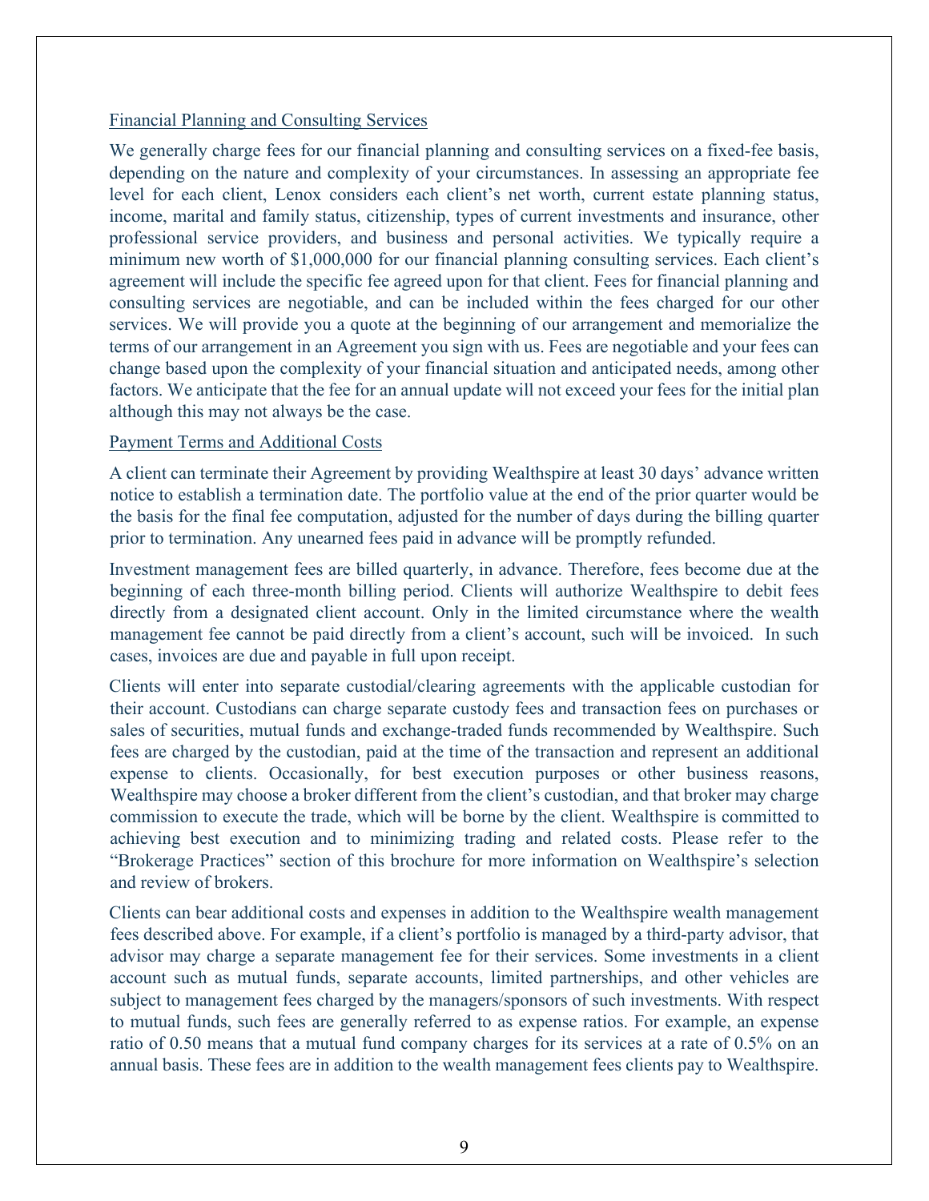Financial Planning and Consulting Services

We generally charge fees for our financial planning and consulting services on a fixed-fee basis, depending on the nature and complexity of your circumstances. In assessing an appropriate fee level for each client, Lenox considers each client's net worth, current estate planning status, income, marital and family status, citizenship, types of current investments and insurance, other professional service providers, and business and personal activities. We typically require a minimum new worth of $1,000,000 for our financial planning consulting services. Each client's agreement will include the specific fee agreed upon for that client. Fees for financial planning and consulting services are negotiable, and can be included within the fees charged for our other services. We will provide you a quote at the beginning of our arrangement and memorialize the terms of our arrangement in an Agreement you sign with us. Fees are negotiable and your fees can change based upon the complexity of your financial situation and anticipated needs, among other factors. We anticipate that the fee for an annual update will not exceed your fees for the initial plan although this may not always be the case.

Payment Terms and Additional Costs

A client can terminate their Agreement by providing Wealthspire at least 30 days' advance written notice to establish a termination date. The portfolio value at the end of the prior quarter would be the basis for the final fee computation, adjusted for the number of days during the billing quarter prior to termination. Any unearned fees paid in advance will be promptly refunded.

Investment management fees are billed quarterly, in advance. Therefore, fees become due at the beginning of each three-month billing period. Clients will authorize Wealthspire to debit fees directly from a designated client account. Only in the limited circumstance where the wealth management fee cannot be paid directly from a client's account, such will be invoiced. In such cases, invoices are due and payable in full upon receipt.

Clients will enter into separate custodial/clearing agreements with the applicable custodian for their account. Custodians can charge separate custody fees and transaction fees on purchases or sales of securities, mutual funds and exchange-traded funds recommended by Wealthspire. Such fees are charged by the custodian, paid at the time of the transaction and represent an additional expense to clients. Occasionally, for best execution purposes or other business reasons, Wealthspire may choose a broker different from the client's custodian, and that broker may charge commission to execute the trade, which will be borne by the client. Wealthspire is committed to achieving best execution and to minimizing trading and related costs. Please refer to the "Brokerage Practices" section of this brochure for more information on Wealthspire's selection and review of brokers.

Clients can bear additional costs and expenses in addition to the Wealthspire wealth management fees described above. For example, if a client's portfolio is managed by a third-party advisor, that advisor may charge a separate management fee for their services. Some investments in a client account such as mutual funds, separate accounts, limited partnerships, and other vehicles are subject to management fees charged by the managers/sponsors of such investments. With respect to mutual funds, such fees are generally referred to as expense ratios. For example, an expense ratio of 0.50 means that a mutual fund company charges for its services at a rate of 0.5% on an annual basis. These fees are in addition to the wealth management fees clients pay to Wealthspire.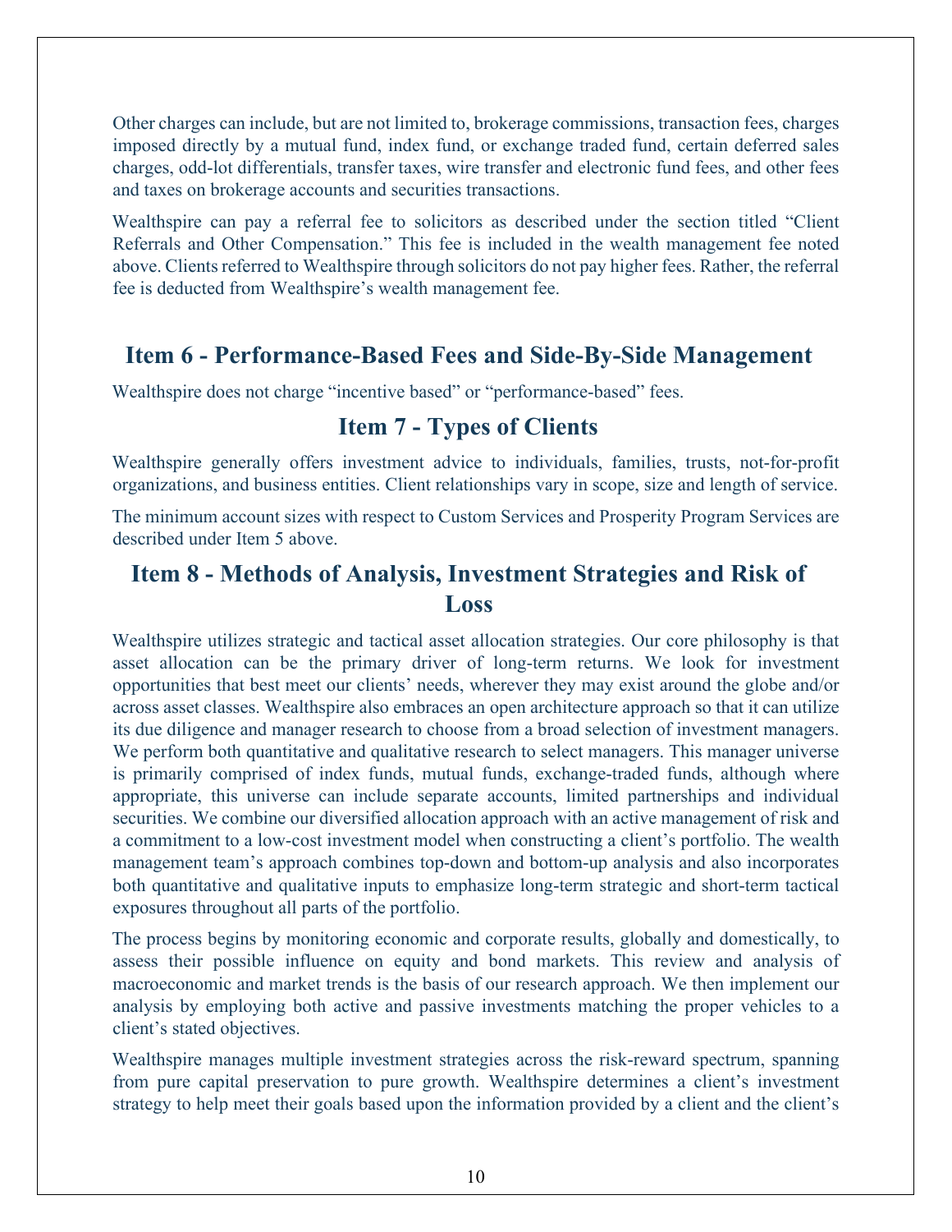Other charges can include, but are not limited to, brokerage commissions, transaction fees, charges imposed directly by a mutual fund, index fund, or exchange traded fund, certain deferred sales charges, odd-lot differentials, transfer taxes, wire transfer and electronic fund fees, and other fees and taxes on brokerage accounts and securities transactions.

Wealthspire can pay a referral fee to solicitors as described under the section titled "Client Referrals and Other Compensation." This fee is included in the wealth management fee noted above. Clients referred to Wealthspire through solicitors do not pay higher fees. Rather, the referral fee is deducted from Wealthspire's wealth management fee.

## Item 6 - Performance-Based Fees and Side-By-Side Management

Wealthspire does not charge "incentive based" or "performance-based" fees.

## Item 7 - Types of Clients

Wealthspire generally offers investment advice to individuals, families, trusts, not-for-profit organizations, and business entities. Client relationships vary in scope, size and length of service.

The minimum account sizes with respect to Custom Services and Prosperity Program Services are described under Item 5 above.

## Item 8 - Methods of Analysis, Investment Strategies and Risk of Loss

Wealthspire utilizes strategic and tactical asset allocation strategies. Our core philosophy is that asset allocation can be the primary driver of long-term returns. We look for investment opportunities that best meet our clients' needs, wherever they may exist around the globe and/or across asset classes. Wealthspire also embraces an open architecture approach so that it can utilize its due diligence and manager research to choose from a broad selection of investment managers. We perform both quantitative and qualitative research to select managers. This manager universe is primarily comprised of index funds, mutual funds, exchange-traded funds, although where appropriate, this universe can include separate accounts, limited partnerships and individual securities. We combine our diversified allocation approach with an active management of risk and a commitment to a low-cost investment model when constructing a client's portfolio. The wealth management team's approach combines top-down and bottom-up analysis and also incorporates both quantitative and qualitative inputs to emphasize long-term strategic and short-term tactical exposures throughout all parts of the portfolio.

The process begins by monitoring economic and corporate results, globally and domestically, to assess their possible influence on equity and bond markets. This review and analysis of macroeconomic and market trends is the basis of our research approach. We then implement our analysis by employing both active and passive investments matching the proper vehicles to a client's stated objectives.

Wealthspire manages multiple investment strategies across the risk-reward spectrum, spanning from pure capital preservation to pure growth. Wealthspire determines a client's investment strategy to help meet their goals based upon the information provided by a client and the client's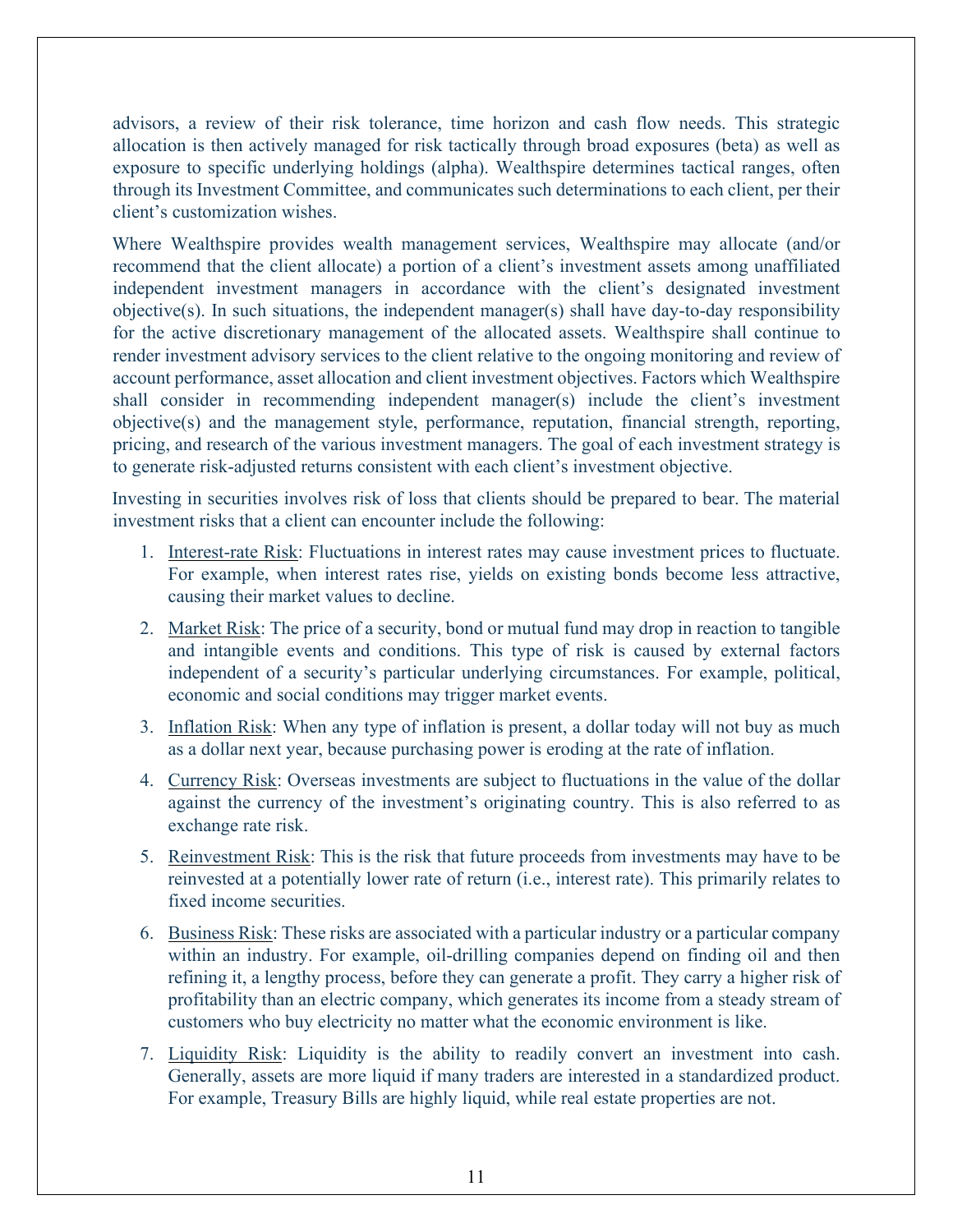advisors, a review of their risk tolerance, time horizon and cash flow needs. This strategic allocation is then actively managed for risk tactically through broad exposures (beta) as well as exposure to specific underlying holdings (alpha). Wealthspire determines tactical ranges, often through its Investment Committee, and communicates such determinations to each client, per their client's customization wishes.

Where Wealthspire provides wealth management services, Wealthspire may allocate (and/or recommend that the client allocate) a portion of a client's investment assets among unaffiliated independent investment managers in accordance with the client's designated investment objective(s). In such situations, the independent manager(s) shall have day-to-day responsibility for the active discretionary management of the allocated assets. Wealthspire shall continue to render investment advisory services to the client relative to the ongoing monitoring and review of account performance, asset allocation and client investment objectives. Factors which Wealthspire shall consider in recommending independent manager(s) include the client's investment objective(s) and the management style, performance, reputation, financial strength, reporting, pricing, and research of the various investment managers. The goal of each investment strategy is to generate risk-adjusted returns consistent with each client's investment objective.

Investing in securities involves risk of loss that clients should be prepared to bear. The material investment risks that a client can encounter include the following:

1. Interest-rate Risk: Fluctuations in interest rates may cause investment prices to fluctuate. For example, when interest rates rise, yields on existing bonds become less attractive, causing their market values to decline.
2. Market Risk: The price of a security, bond or mutual fund may drop in reaction to tangible and intangible events and conditions. This type of risk is caused by external factors independent of a security's particular underlying circumstances. For example, political, economic and social conditions may trigger market events.
3. Inflation Risk: When any type of inflation is present, a dollar today will not buy as much as a dollar next year, because purchasing power is eroding at the rate of inflation.
4. Currency Risk: Overseas investments are subject to fluctuations in the value of the dollar against the currency of the investment's originating country. This is also referred to as exchange rate risk.
5. Reinvestment Risk: This is the risk that future proceeds from investments may have to be reinvested at a potentially lower rate of return (i.e., interest rate). This primarily relates to fixed income securities.
6. Business Risk: These risks are associated with a particular industry or a particular company within an industry. For example, oil-drilling companies depend on finding oil and then refining it, a lengthy process, before they can generate a profit. They carry a higher risk of profitability than an electric company, which generates its income from a steady stream of customers who buy electricity no matter what the economic environment is like.
7. Liquidity Risk: Liquidity is the ability to readily convert an investment into cash. Generally, assets are more liquid if many traders are interested in a standardized product. For example, Treasury Bills are highly liquid, while real estate properties are not.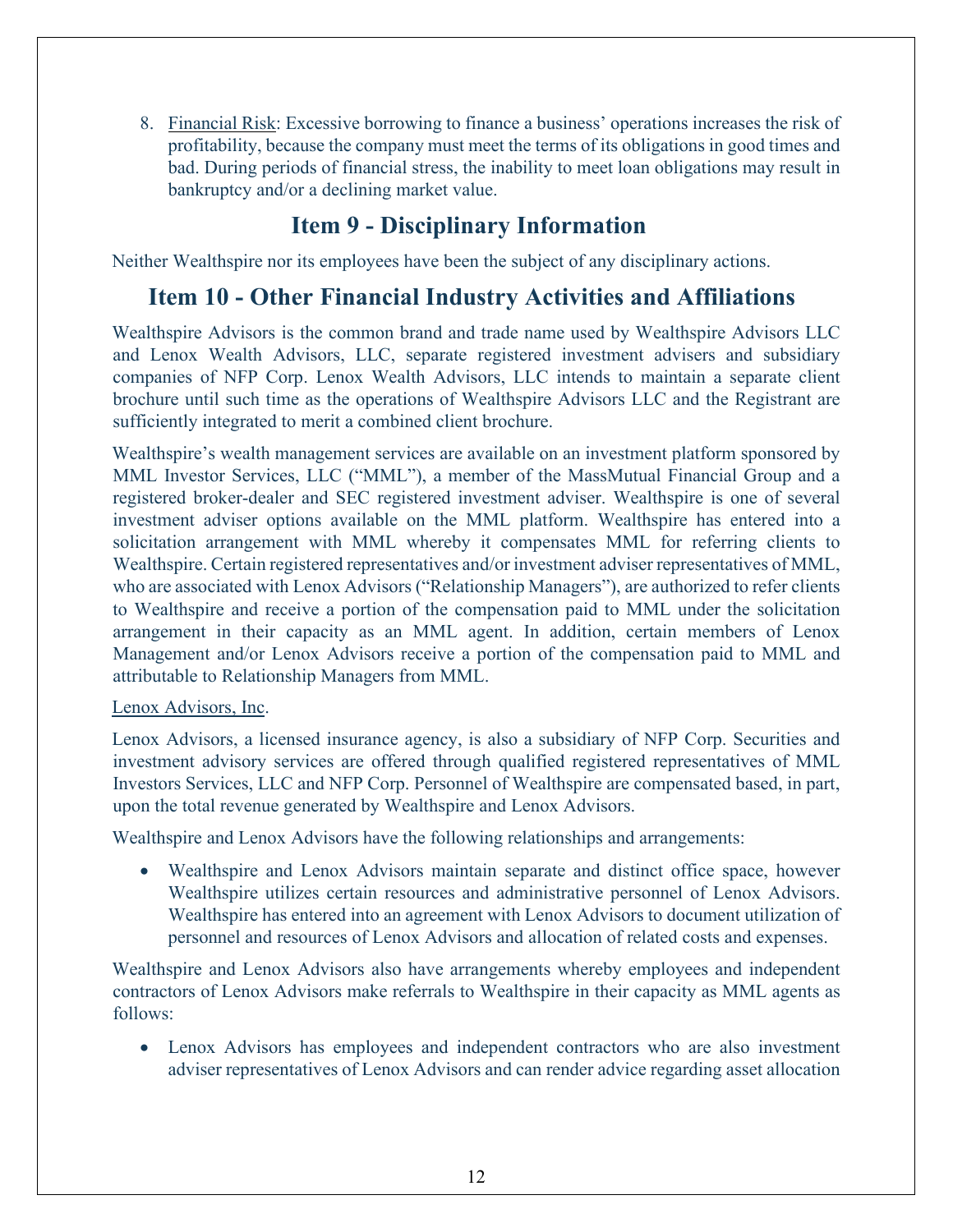8. Financial Risk: Excessive borrowing to finance a business' operations increases the risk of profitability, because the company must meet the terms of its obligations in good times and bad. During periods of financial stress, the inability to meet loan obligations may result in bankruptcy and/or a declining market value.

## Item 9 - Disciplinary Information

Neither Wealthspire nor its employees have been the subject of any disciplinary actions.

## Item 10 - Other Financial Industry Activities and Affiliations

Wealthspire Advisors is the common brand and trade name used by Wealthspire Advisors LLC and Lenox Wealth Advisors, LLC, separate registered investment advisers and subsidiary companies of NFP Corp. Lenox Wealth Advisors, LLC intends to maintain a separate client brochure until such time as the operations of Wealthspire Advisors LLC and the Registrant are sufficiently integrated to merit a combined client brochure.

Wealthspire's wealth management services are available on an investment platform sponsored by MML Investor Services, LLC ("MML"), a member of the MassMutual Financial Group and a registered broker-dealer and SEC registered investment adviser. Wealthspire is one of several investment adviser options available on the MML platform. Wealthspire has entered into a solicitation arrangement with MML whereby it compensates MML for referring clients to Wealthspire. Certain registered representatives and/or investment adviser representatives of MML, who are associated with Lenox Advisors ("Relationship Managers"), are authorized to refer clients to Wealthspire and receive a portion of the compensation paid to MML under the solicitation arrangement in their capacity as an MML agent. In addition, certain members of Lenox Management and/or Lenox Advisors receive a portion of the compensation paid to MML and attributable to Relationship Managers from MML.

Lenox Advisors, Inc.

Lenox Advisors, a licensed insurance agency, is also a subsidiary of NFP Corp. Securities and investment advisory services are offered through qualified registered representatives of MML Investors Services, LLC and NFP Corp. Personnel of Wealthspire are compensated based, in part, upon the total revenue generated by Wealthspire and Lenox Advisors.

Wealthspire and Lenox Advisors have the following relationships and arrangements:

- Wealthspire and Lenox Advisors maintain separate and distinct office space, however Wealthspire utilizes certain resources and administrative personnel of Lenox Advisors. Wealthspire has entered into an agreement with Lenox Advisors to document utilization of personnel and resources of Lenox Advisors and allocation of related costs and expenses.

Wealthspire and Lenox Advisors also have arrangements whereby employees and independent contractors of Lenox Advisors make referrals to Wealthspire in their capacity as MML agents as follows:

- Lenox Advisors has employees and independent contractors who are also investment adviser representatives of Lenox Advisors and can render advice regarding asset allocation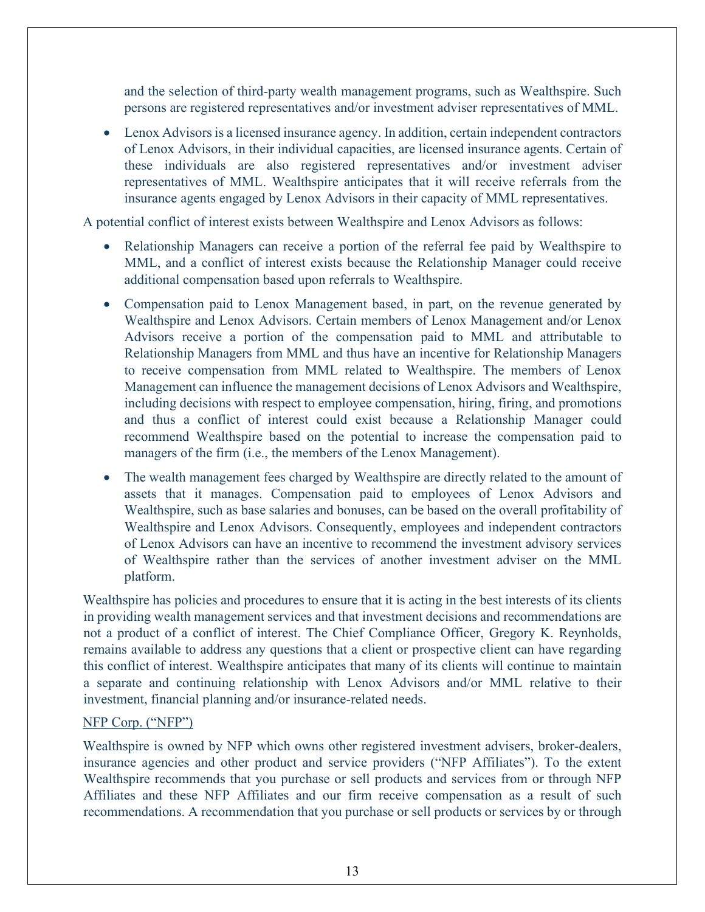and the selection of third-party wealth management programs, such as Wealthspire. Such persons are registered representatives and/or investment adviser representatives of MML.

- Lenox Advisors is a licensed insurance agency. In addition, certain independent contractors of Lenox Advisors, in their individual capacities, are licensed insurance agents. Certain of these individuals are also registered representatives and/or investment adviser representatives of MML. Wealthspire anticipates that it will receive referrals from the insurance agents engaged by Lenox Advisors in their capacity of MML representatives.

A potential conflict of interest exists between Wealthspire and Lenox Advisors as follows:

- Relationship Managers can receive a portion of the referral fee paid by Wealthspire to MML, and a conflict of interest exists because the Relationship Manager could receive additional compensation based upon referrals to Wealthspire.
- Compensation paid to Lenox Management based, in part, on the revenue generated by Wealthspire and Lenox Advisors. Certain members of Lenox Management and/or Lenox Advisors receive a portion of the compensation paid to MML and attributable to Relationship Managers from MML and thus have an incentive for Relationship Managers to receive compensation from MML related to Wealthspire. The members of Lenox Management can influence the management decisions of Lenox Advisors and Wealthspire, including decisions with respect to employee compensation, hiring, firing, and promotions and thus a conflict of interest could exist because a Relationship Manager could recommend Wealthspire based on the potential to increase the compensation paid to managers of the firm (i.e., the members of the Lenox Management).
- The wealth management fees charged by Wealthspire are directly related to the amount of assets that it manages. Compensation paid to employees of Lenox Advisors and Wealthspire, such as base salaries and bonuses, can be based on the overall profitability of Wealthspire and Lenox Advisors. Consequently, employees and independent contractors of Lenox Advisors can have an incentive to recommend the investment advisory services of Wealthspire rather than the services of another investment adviser on the MML platform.

Wealthspire has policies and procedures to ensure that it is acting in the best interests of its clients in providing wealth management services and that investment decisions and recommendations are not a product of a conflict of interest. The Chief Compliance Officer, Gregory K. Reynholds, remains available to address any questions that a client or prospective client can have regarding this conflict of interest. Wealthspire anticipates that many of its clients will continue to maintain a separate and continuing relationship with Lenox Advisors and/or MML relative to their investment, financial planning and/or insurance-related needs.

NFP Corp. ("NFP")

Wealthspire is owned by NFP which owns other registered investment advisers, broker-dealers, insurance agencies and other product and service providers ("NFP Affiliates"). To the extent Wealthspire recommends that you purchase or sell products and services from or through NFP Affiliates and these NFP Affiliates and our firm receive compensation as a result of such recommendations. A recommendation that you purchase or sell products or services by or through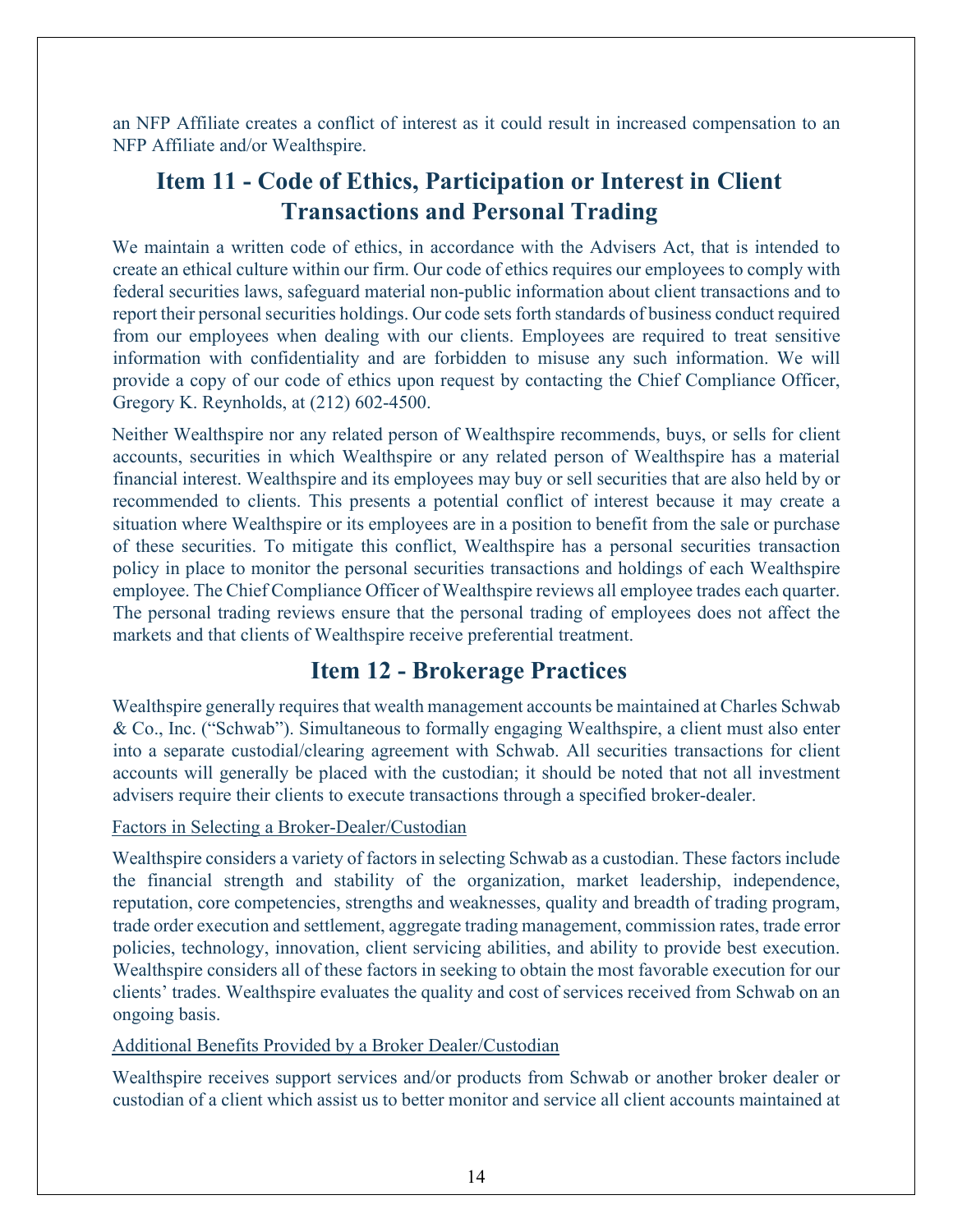an NFP Affiliate creates a conflict of interest as it could result in increased compensation to an NFP Affiliate and/or Wealthspire.

## Item 11 - Code of Ethics, Participation or Interest in Client Transactions and Personal Trading

We maintain a written code of ethics, in accordance with the Advisers Act, that is intended to create an ethical culture within our firm. Our code of ethics requires our employees to comply with federal securities laws, safeguard material non-public information about client transactions and to report their personal securities holdings. Our code sets forth standards of business conduct required from our employees when dealing with our clients. Employees are required to treat sensitive information with confidentiality and are forbidden to misuse any such information. We will provide a copy of our code of ethics upon request by contacting the Chief Compliance Officer, Gregory K. Reynholds, at (212) 602-4500.

Neither Wealthspire nor any related person of Wealthspire recommends, buys, or sells for client accounts, securities in which Wealthspire or any related person of Wealthspire has a material financial interest. Wealthspire and its employees may buy or sell securities that are also held by or recommended to clients. This presents a potential conflict of interest because it may create a situation where Wealthspire or its employees are in a position to benefit from the sale or purchase of these securities. To mitigate this conflict, Wealthspire has a personal securities transaction policy in place to monitor the personal securities transactions and holdings of each Wealthspire employee. The Chief Compliance Officer of Wealthspire reviews all employee trades each quarter. The personal trading reviews ensure that the personal trading of employees does not affect the markets and that clients of Wealthspire receive preferential treatment.

## Item 12 - Brokerage Practices

Wealthspire generally requires that wealth management accounts be maintained at Charles Schwab & Co., Inc. ("Schwab"). Simultaneous to formally engaging Wealthspire, a client must also enter into a separate custodial/clearing agreement with Schwab. All securities transactions for client accounts will generally be placed with the custodian; it should be noted that not all investment advisers require their clients to execute transactions through a specified broker-dealer.

Factors in Selecting a Broker-Dealer/Custodian

Wealthspire considers a variety of factors in selecting Schwab as a custodian. These factors include the financial strength and stability of the organization, market leadership, independence, reputation, core competencies, strengths and weaknesses, quality and breadth of trading program, trade order execution and settlement, aggregate trading management, commission rates, trade error policies, technology, innovation, client servicing abilities, and ability to provide best execution. Wealthspire considers all of these factors in seeking to obtain the most favorable execution for our clients' trades. Wealthspire evaluates the quality and cost of services received from Schwab on an ongoing basis.

Additional Benefits Provided by a Broker Dealer/Custodian

Wealthspire receives support services and/or products from Schwab or another broker dealer or custodian of a client which assist us to better monitor and service all client accounts maintained at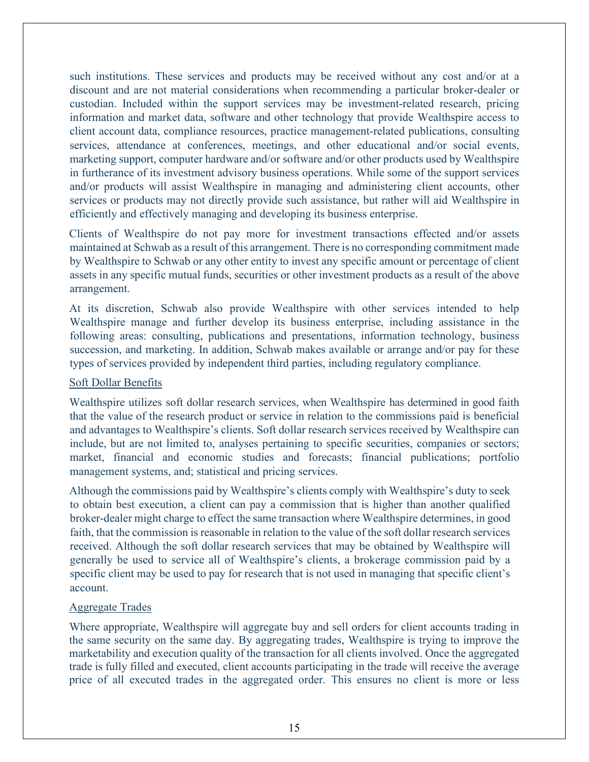such institutions. These services and products may be received without any cost and/or at a discount and are not material considerations when recommending a particular broker-dealer or custodian. Included within the support services may be investment-related research, pricing information and market data, software and other technology that provide Wealthspire access to client account data, compliance resources, practice management-related publications, consulting services, attendance at conferences, meetings, and other educational and/or social events, marketing support, computer hardware and/or software and/or other products used by Wealthspire in furtherance of its investment advisory business operations. While some of the support services and/or products will assist Wealthspire in managing and administering client accounts, other services or products may not directly provide such assistance, but rather will aid Wealthspire in efficiently and effectively managing and developing its business enterprise.

Clients of Wealthspire do not pay more for investment transactions effected and/or assets maintained at Schwab as a result of this arrangement. There is no corresponding commitment made by Wealthspire to Schwab or any other entity to invest any specific amount or percentage of client assets in any specific mutual funds, securities or other investment products as a result of the above arrangement.

At its discretion, Schwab also provide Wealthspire with other services intended to help Wealthspire manage and further develop its business enterprise, including assistance in the following areas: consulting, publications and presentations, information technology, business succession, and marketing. In addition, Schwab makes available or arrange and/or pay for these types of services provided by independent third parties, including regulatory compliance.

Soft Dollar Benefits

Wealthspire utilizes soft dollar research services, when Wealthspire has determined in good faith that the value of the research product or service in relation to the commissions paid is beneficial and advantages to Wealthspire's clients. Soft dollar research services received by Wealthspire can include, but are not limited to, analyses pertaining to specific securities, companies or sectors; market, financial and economic studies and forecasts; financial publications; portfolio management systems, and; statistical and pricing services.

Although the commissions paid by Wealthspire's clients comply with Wealthspire's duty to seek to obtain best execution, a client can pay a commission that is higher than another qualified broker-dealer might charge to effect the same transaction where Wealthspire determines, in good faith, that the commission is reasonable in relation to the value of the soft dollar research services received. Although the soft dollar research services that may be obtained by Wealthspire will generally be used to service all of Wealthspire's clients, a brokerage commission paid by a specific client may be used to pay for research that is not used in managing that specific client's account.

Aggregate Trades

Where appropriate, Wealthspire will aggregate buy and sell orders for client accounts trading in the same security on the same day. By aggregating trades, Wealthspire is trying to improve the marketability and execution quality of the transaction for all clients involved. Once the aggregated trade is fully filled and executed, client accounts participating in the trade will receive the average price of all executed trades in the aggregated order. This ensures no client is more or less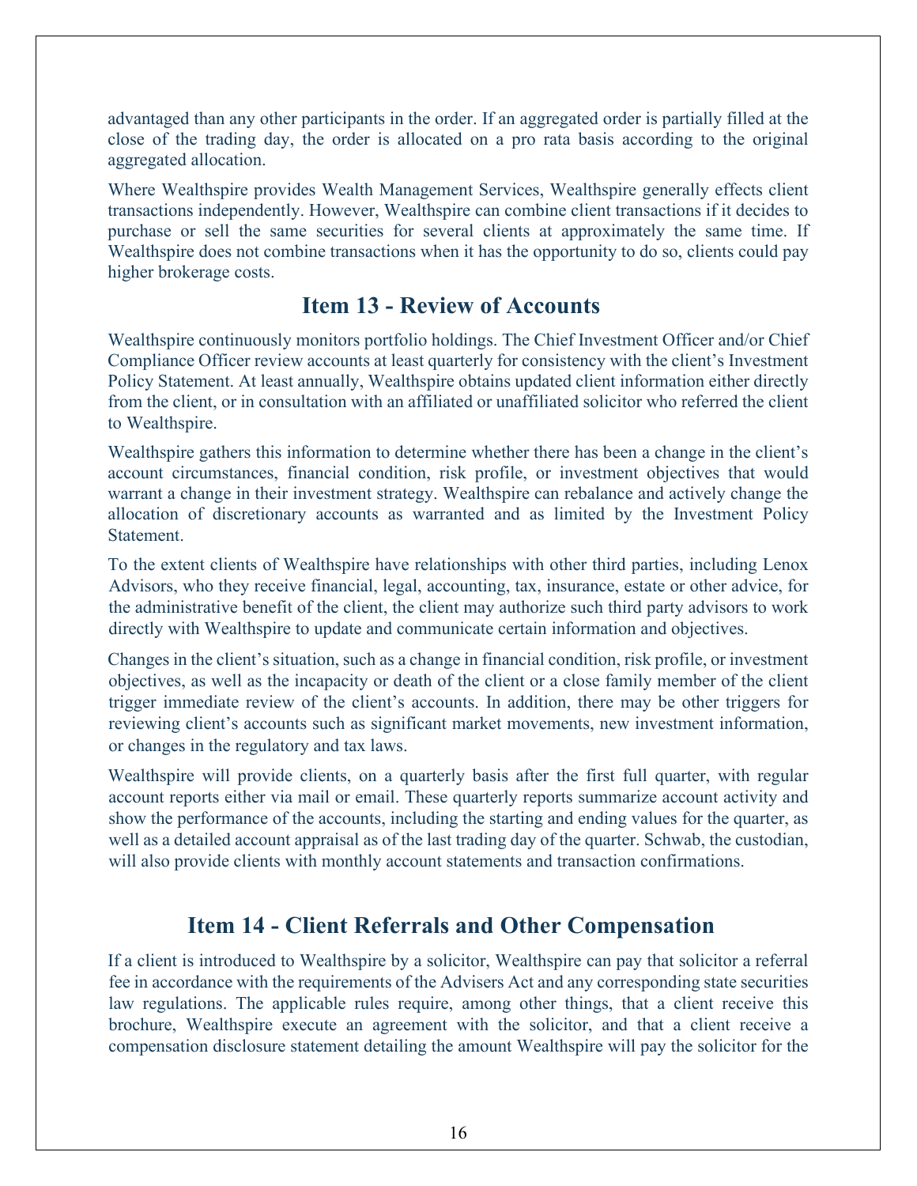advantaged than any other participants in the order. If an aggregated order is partially filled at the close of the trading day, the order is allocated on a pro rata basis according to the original aggregated allocation.

Where Wealthspire provides Wealth Management Services, Wealthspire generally effects client transactions independently. However, Wealthspire can combine client transactions if it decides to purchase or sell the same securities for several clients at approximately the same time. If Wealthspire does not combine transactions when it has the opportunity to do so, clients could pay higher brokerage costs.

## Item 13 - Review of Accounts

Wealthspire continuously monitors portfolio holdings. The Chief Investment Officer and/or Chief Compliance Officer review accounts at least quarterly for consistency with the client's Investment Policy Statement. At least annually, Wealthspire obtains updated client information either directly from the client, or in consultation with an affiliated or unaffiliated solicitor who referred the client to Wealthspire.

Wealthspire gathers this information to determine whether there has been a change in the client's account circumstances, financial condition, risk profile, or investment objectives that would warrant a change in their investment strategy. Wealthspire can rebalance and actively change the allocation of discretionary accounts as warranted and as limited by the Investment Policy Statement.

To the extent clients of Wealthspire have relationships with other third parties, including Lenox Advisors, who they receive financial, legal, accounting, tax, insurance, estate or other advice, for the administrative benefit of the client, the client may authorize such third party advisors to work directly with Wealthspire to update and communicate certain information and objectives.

Changes in the client's situation, such as a change in financial condition, risk profile, or investment objectives, as well as the incapacity or death of the client or a close family member of the client trigger immediate review of the client's accounts. In addition, there may be other triggers for reviewing client's accounts such as significant market movements, new investment information, or changes in the regulatory and tax laws.

Wealthspire will provide clients, on a quarterly basis after the first full quarter, with regular account reports either via mail or email. These quarterly reports summarize account activity and show the performance of the accounts, including the starting and ending values for the quarter, as well as a detailed account appraisal as of the last trading day of the quarter. Schwab, the custodian, will also provide clients with monthly account statements and transaction confirmations.

## Item 14 - Client Referrals and Other Compensation

If a client is introduced to Wealthspire by a solicitor, Wealthspire can pay that solicitor a referral fee in accordance with the requirements of the Advisers Act and any corresponding state securities law regulations. The applicable rules require, among other things, that a client receive this brochure, Wealthspire execute an agreement with the solicitor, and that a client receive a compensation disclosure statement detailing the amount Wealthspire will pay the solicitor for the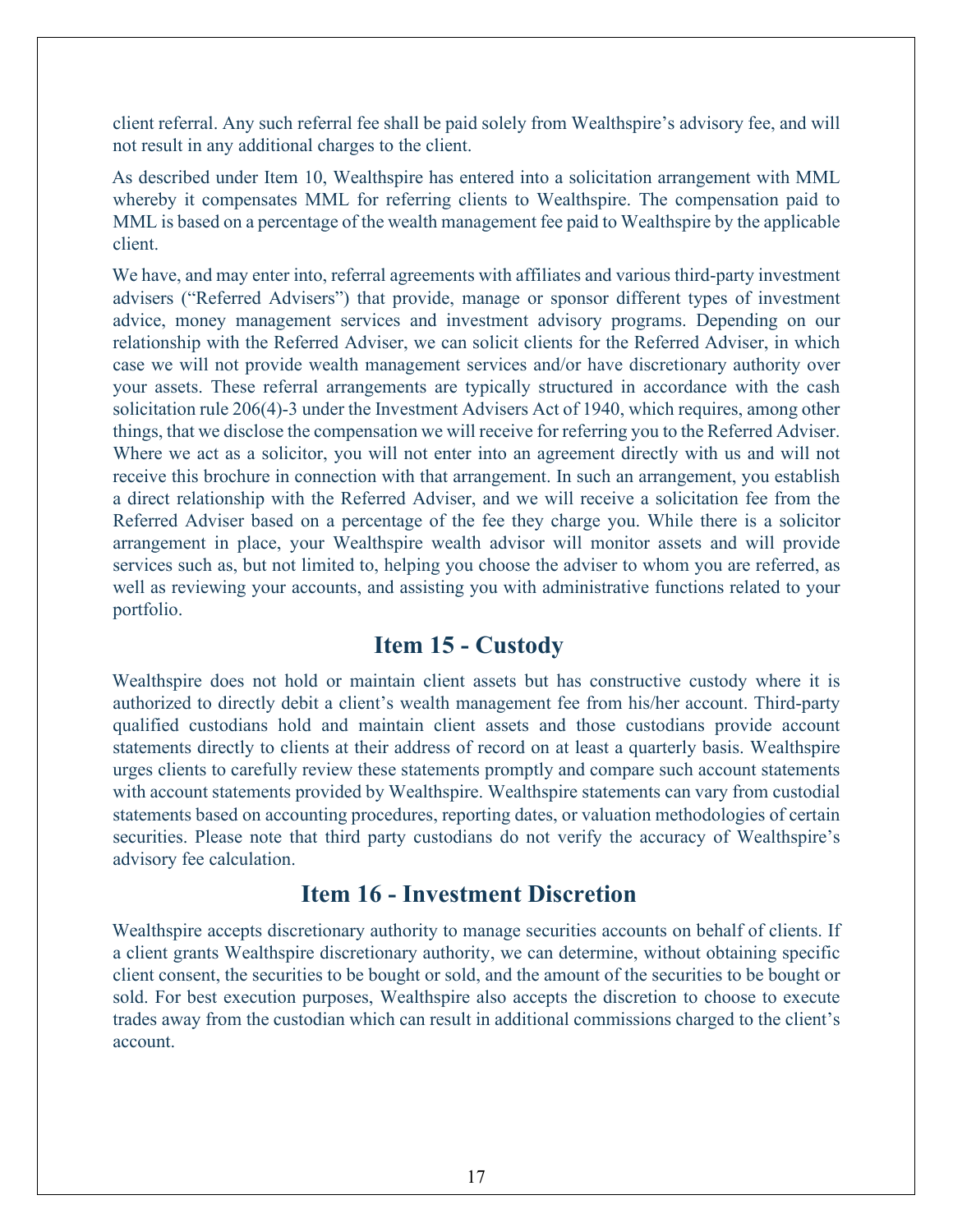client referral. Any such referral fee shall be paid solely from Wealthspire's advisory fee, and will not result in any additional charges to the client.

As described under Item 10, Wealthspire has entered into a solicitation arrangement with MML whereby it compensates MML for referring clients to Wealthspire. The compensation paid to MML is based on a percentage of the wealth management fee paid to Wealthspire by the applicable client.

We have, and may enter into, referral agreements with affiliates and various third-party investment advisers ("Referred Advisers") that provide, manage or sponsor different types of investment advice, money management services and investment advisory programs. Depending on our relationship with the Referred Adviser, we can solicit clients for the Referred Adviser, in which case we will not provide wealth management services and/or have discretionary authority over your assets. These referral arrangements are typically structured in accordance with the cash solicitation rule 206(4)-3 under the Investment Advisers Act of 1940, which requires, among other things, that we disclose the compensation we will receive for referring you to the Referred Adviser. Where we act as a solicitor, you will not enter into an agreement directly with us and will not receive this brochure in connection with that arrangement. In such an arrangement, you establish a direct relationship with the Referred Adviser, and we will receive a solicitation fee from the Referred Adviser based on a percentage of the fee they charge you. While there is a solicitor arrangement in place, your Wealthspire wealth advisor will monitor assets and will provide services such as, but not limited to, helping you choose the adviser to whom you are referred, as well as reviewing your accounts, and assisting you with administrative functions related to your portfolio.

## Item 15 - Custody

Wealthspire does not hold or maintain client assets but has constructive custody where it is authorized to directly debit a client's wealth management fee from his/her account. Third-party qualified custodians hold and maintain client assets and those custodians provide account statements directly to clients at their address of record on at least a quarterly basis. Wealthspire urges clients to carefully review these statements promptly and compare such account statements with account statements provided by Wealthspire. Wealthspire statements can vary from custodial statements based on accounting procedures, reporting dates, or valuation methodologies of certain securities. Please note that third party custodians do not verify the accuracy of Wealthspire's advisory fee calculation.

## Item 16 - Investment Discretion

Wealthspire accepts discretionary authority to manage securities accounts on behalf of clients. If a client grants Wealthspire discretionary authority, we can determine, without obtaining specific client consent, the securities to be bought or sold, and the amount of the securities to be bought or sold. For best execution purposes, Wealthspire also accepts the discretion to choose to execute trades away from the custodian which can result in additional commissions charged to the client's account.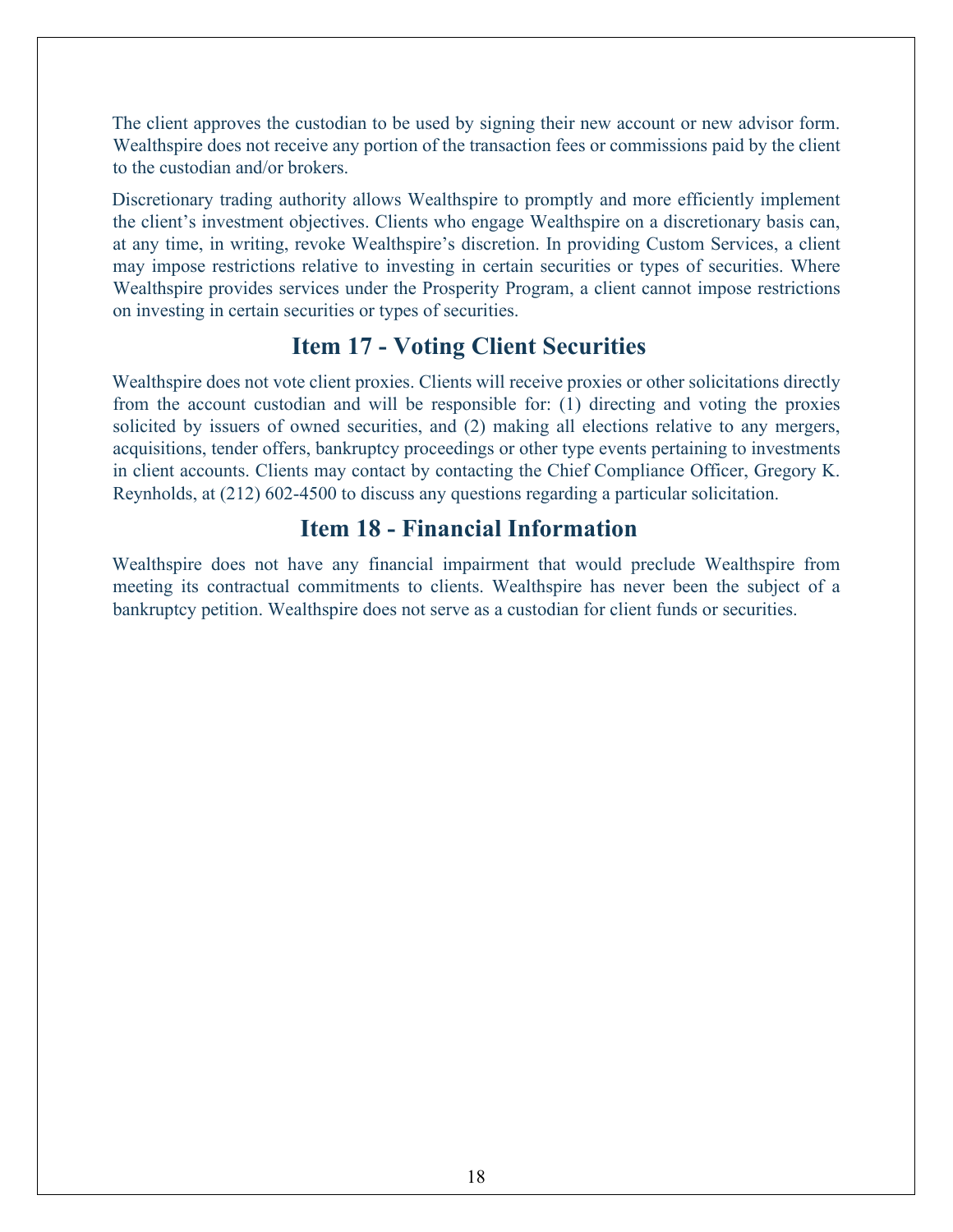The client approves the custodian to be used by signing their new account or new advisor form. Wealthspire does not receive any portion of the transaction fees or commissions paid by the client to the custodian and/or brokers.

Discretionary trading authority allows Wealthspire to promptly and more efficiently implement the client's investment objectives. Clients who engage Wealthspire on a discretionary basis can, at any time, in writing, revoke Wealthspire's discretion. In providing Custom Services, a client may impose restrictions relative to investing in certain securities or types of securities. Where Wealthspire provides services under the Prosperity Program, a client cannot impose restrictions on investing in certain securities or types of securities.

## Item 17 - Voting Client Securities

Wealthspire does not vote client proxies. Clients will receive proxies or other solicitations directly from the account custodian and will be responsible for: (1) directing and voting the proxies solicited by issuers of owned securities, and (2) making all elections relative to any mergers, acquisitions, tender offers, bankruptcy proceedings or other type events pertaining to investments in client accounts. Clients may contact by contacting the Chief Compliance Officer, Gregory K. Reynholds, at (212) 602-4500 to discuss any questions regarding a particular solicitation.

## Item 18 - Financial Information

Wealthspire does not have any financial impairment that would preclude Wealthspire from meeting its contractual commitments to clients. Wealthspire has never been the subject of a bankruptcy petition. Wealthspire does not serve as a custodian for client funds or securities.